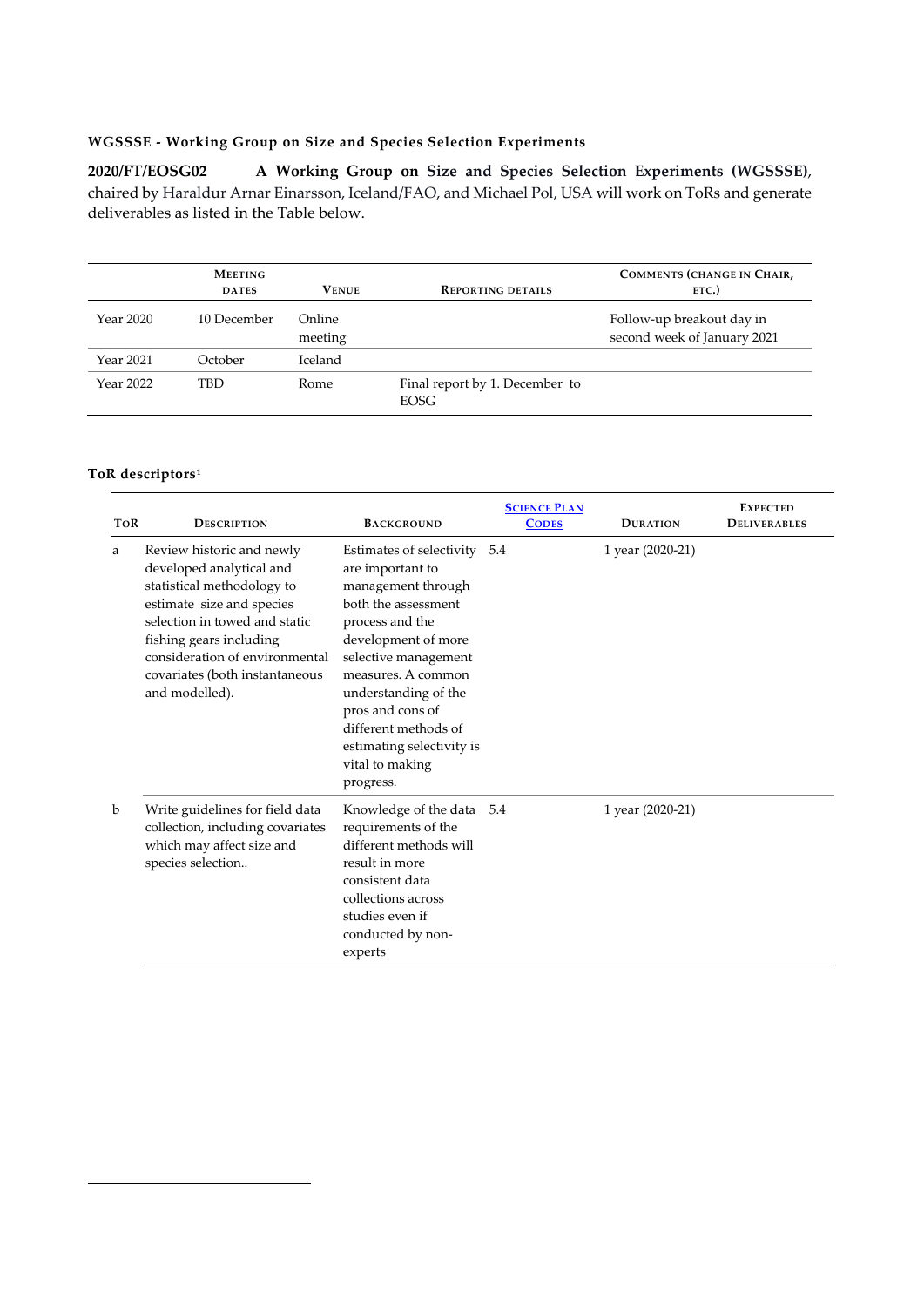### WGSSSE - Working Group on Size and Species Selection Experiments

**2020/FT/EOSG02** **A Working Group on Size and Species Selection Experiments (WGSSSE)**, chaired by Haraldur Arnar Einarsson, Iceland/FAO, and Michael Pol, USA will work on ToRs and generate deliverables as listed in the Table below.

| | Meeting dates | Venue | Reporting details | Comments (change in Chair, etc.) |
|---|---|---|---|---|
| Year 2020 | 10 December | Online meeting | | Follow-up breakout day in second week of January 2021 |
| Year 2021 | October | Iceland | | |
| Year 2022 | TBD | Rome | Final report by 1. December to EOSG | |

### ToR descriptors[1]

| ToR | Description | Background | Science Plan Codes | Duration | Expected Deliverables |
|---|---|---|---|---|---|
| a | Review historic and newly developed analytical and statistical methodology to estimate size and species selection in towed and static fishing gears including consideration of environmental covariates (both instantaneous and modelled). | Estimates of selectivity are important to management through both the assessment process and the development of more selective management measures. A common understanding of the pros and cons of different methods of estimating selectivity is vital to making progress. | 5.4 | 1 year (2020-21) | |
| b | Write guidelines for field data collection, including covariates which may affect size and species selection.. | Knowledge of the data requirements of the different methods will result in more consistent data collections across studies even if conducted by non-experts | 5.4 | 1 year (2020-21) | |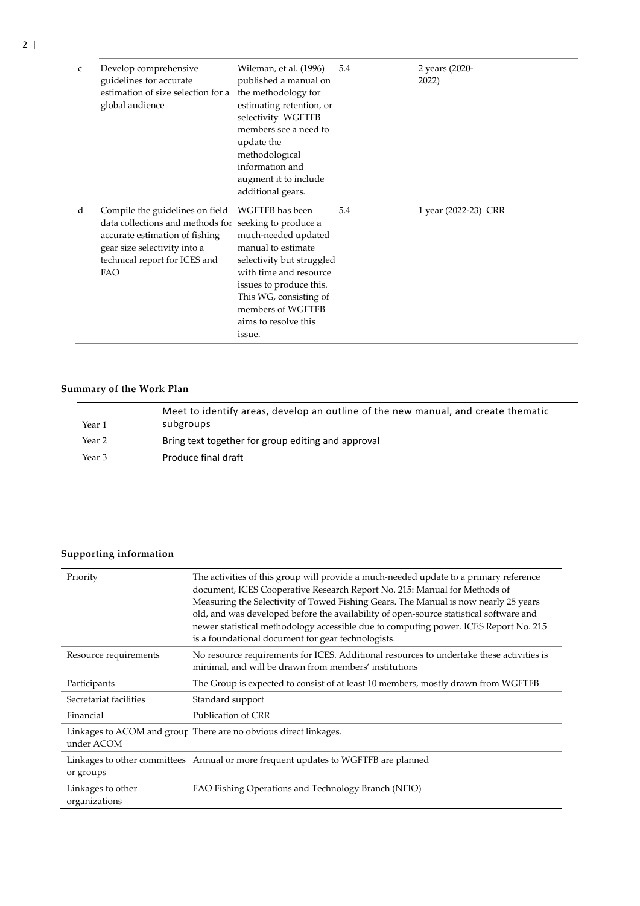| | | | | |
|---|---|---|---|---|
| c | Develop comprehensive guidelines for accurate estimation of size selection for a global audience | Wileman, et al. (1996) published a manual on the methodology for estimating retention, or selectivity WGFTFB members see a need to update the methodological information and augment it to include additional gears. | 5.4 | 2 years (2020-2022) |
| d | Compile the guidelines on field data collections and methods for accurate estimation of fishing gear size selectivity into a technical report for ICES and FAO | WGFTFB has been seeking to produce a much-needed updated manual to estimate selectivity but struggled with time and resource issues to produce this. This WG, consisting of members of WGFTFB aims to resolve this issue. | 5.4 | 1 year (2022-23) CRR |

**Summary of the Work Plan**

| | |
|---|---|
| Year 1 | Meet to identify areas, develop an outline of the new manual, and create thematic subgroups |
| Year 2 | Bring text together for group editing and approval |
| Year 3 | Produce final draft |

**Supporting information**

| | |
|---|---|
| Priority | The activities of this group will provide a much-needed update to a primary reference document, ICES Cooperative Research Report No. 215: Manual for Methods of Measuring the Selectivity of Towed Fishing Gears. The Manual is now nearly 25 years old, and was developed before the availability of open-source statistical software and newer statistical methodology accessible due to computing power. ICES Report No. 215 is a foundational document for gear technologists. |
| Resource requirements | No resource requirements for ICES. Additional resources to undertake these activities is minimal, and will be drawn from members' institutions |
| Participants | The Group is expected to consist of at least 10 members, mostly drawn from WGFTFB |
| Secretariat facilities | Standard support |
| Financial | Publication of CRR |
| Linkages to ACOM and groups under ACOM | There are no obvious direct linkages. |
| Linkages to other committees or groups | Annual or more frequent updates to WGFTFB are planned |
| Linkages to other organizations | FAO Fishing Operations and Technology Branch (NFIO) |